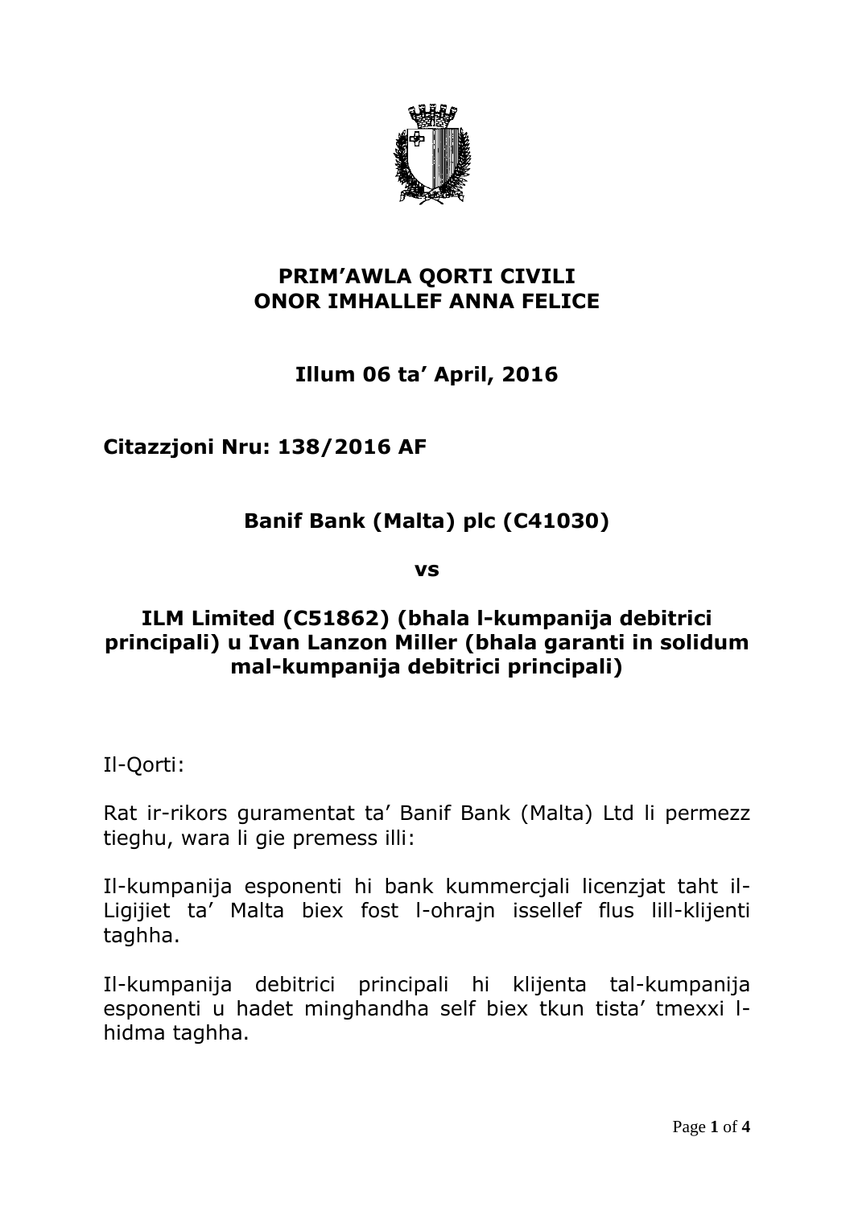**PRIM'AWLA QORTI CIVILI**
**ONOR IMHALLEF ANNA FELICE**

**Illum 06 ta' April, 2016**

**Citazzjoni Nru: 138/2016 AF**

**Banif Bank (Malta) plc (C41030)**

**vs**

**ILM Limited (C51862) (bhala l-kumpanija debitrici principali) u Ivan Lanzon Miller (bhala garanti in solidum mal-kumpanija debitrici principali)**

Il-Qorti:

Rat ir-rikors guramentat ta' Banif Bank (Malta) Ltd li permezz tieghu, wara li gie premess illi:

Il-kumpanija esponenti hi bank kummercjali licenzjat taht il-Ligijiet ta' Malta biex fost l-ohrajn issellef flus lill-klijenti taghha.

Il-kumpanija debitrici principali hi klijenta tal-kumpanija esponenti u hadet minghandha self biex tkun tista' tmexxi l-hidma taghha.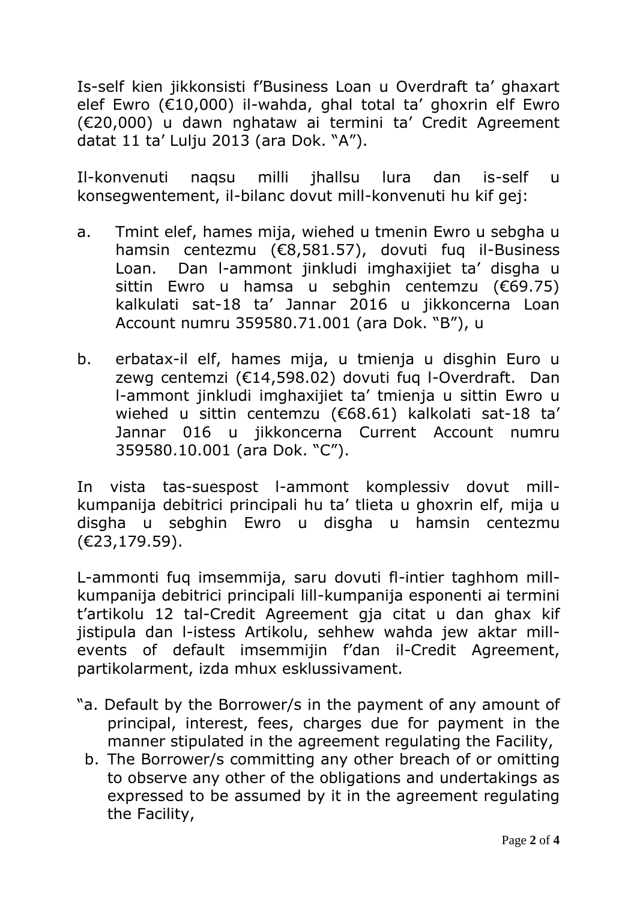Is-self kien jikkonsisti f'Business Loan u Overdraft ta' ghaxart elef Ewro (€10,000) il-wahda, ghal total ta' ghoxrin elf Ewro (€20,000) u dawn nghataw ai termini ta' Credit Agreement datat 11 ta' Lulju 2013 (ara Dok. "A").

Il-konvenuti naqsu milli jhallsu lura dan is-self u konsegwentement, il-bilanc dovut mill-konvenuti hu kif gej:

a. Tmint elef, hames mija, wiehed u tmenin Ewro u sebgha u hamsin centezmu (€8,581.57), dovuti fuq il-Business Loan. Dan l-ammont jinkludi imghaxijiet ta' disgha u sittin Ewro u hamsa u sebghin centemzu (€69.75) kalkulati sat-18 ta' Jannar 2016 u jikkoncerna Loan Account numru 359580.71.001 (ara Dok. "B"), u

b. erbatax-il elf, hames mija, u tmienja u disghin Euro u zewg centemzi (€14,598.02) dovuti fuq l-Overdraft. Dan l-ammont jinkludi imghaxijiet ta' tmienja u sittin Ewro u wiehed u sittin centemzu (€68.61) kalkolati sat-18 ta' Jannar 016 u jikkoncerna Current Account numru 359580.10.001 (ara Dok. "C").

In vista tas-suespost l-ammont komplessiv dovut mill-kumpanija debitrici principali hu ta' tlieta u ghoxrin elf, mija u disgha u sebghin Ewro u disgha u hamsin centezmu (€23,179.59).

L-ammonti fuq imsemmija, saru dovuti fl-intier taghhom mill-kumpanija debitrici principali lill-kumpanija esponenti ai termini t'artikolu 12 tal-Credit Agreement gja citat u dan ghax kif jistipula dan l-istess Artikolu, sehhew wahda jew aktar mill-events of default imsemmijin f'dan il-Credit Agreement, partikolarment, izda mhux esklussivament.

"a. Default by the Borrower/s in the payment of any amount of principal, interest, fees, charges due for payment in the manner stipulated in the agreement regulating the Facility,

b. The Borrower/s committing any other breach of or omitting to observe any other of the obligations and undertakings as expressed to be assumed by it in the agreement regulating the Facility,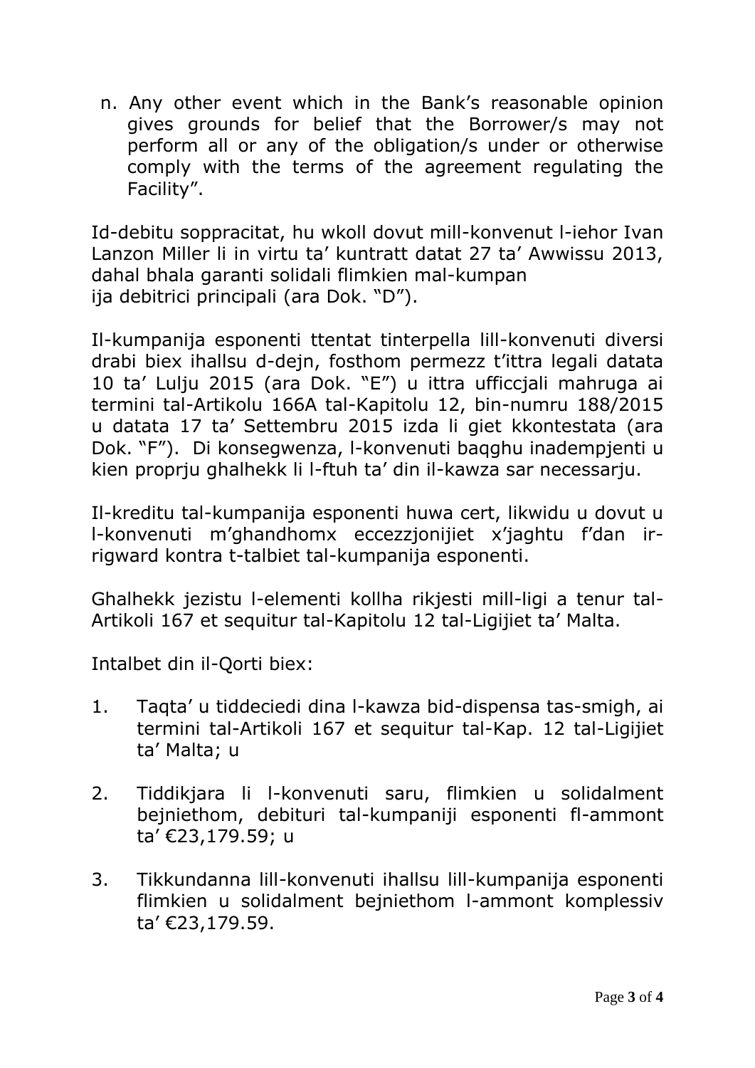n. Any other event which in the Bank's reasonable opinion gives grounds for belief that the Borrower/s may not perform all or any of the obligation/s under or otherwise comply with the terms of the agreement regulating the Facility".

Id-debitu soppracitat, hu wkoll dovut mill-konvenut l-iehor Ivan Lanzon Miller li in virtu ta' kuntratt datat 27 ta' Awwissu 2013, dahal bhala garanti solidali flimkien mal-kumpan ija debitrici principali (ara Dok. "D").

Il-kumpanija esponenti ttentat tinterpella lill-konvenuti diversi drabi biex ihallsu d-dejn, fosthom permezz t'ittra legali datata 10 ta' Lulju 2015 (ara Dok. "E") u ittra ufficcjali mahruga ai termini tal-Artikolu 166A tal-Kapitolu 12, bin-numru 188/2015 u datata 17 ta' Settembru 2015 izda li giet kkontestata (ara Dok. "F"). Di konsegwenza, l-konvenuti baqghu inadempjenti u kien proprju ghalhekk li l-ftuh ta' din il-kawza sar necessarju.

Il-kreditu tal-kumpanija esponenti huwa cert, likwidu u dovut u l-konvenuti m'ghandhomx eccezzjonijiet x'jaghtu f'dan ir-rigward kontra t-talbiet tal-kumpanija esponenti.

Ghalhekk jezistu l-elementi kollha rikjesti mill-ligi a tenur tal-Artikoli 167 et sequitur tal-Kapitolu 12 tal-Ligijiet ta' Malta.

Intalbet din il-Qorti biex:

1. Taqta' u tiddeciedi dina l-kawza bid-dispensa tas-smigh, ai termini tal-Artikoli 167 et sequitur tal-Kap. 12 tal-Ligijiet ta' Malta; u

2. Tiddikjara li l-konvenuti saru, flimkien u solidalment bejniethom, debituri tal-kumpaniji esponenti fl-ammont ta' €23,179.59; u

3. Tikkundanna lill-konvenuti ihallsu lill-kumpanija esponenti flimkien u solidalment bejniethom l-ammont komplessiv ta' €23,179.59.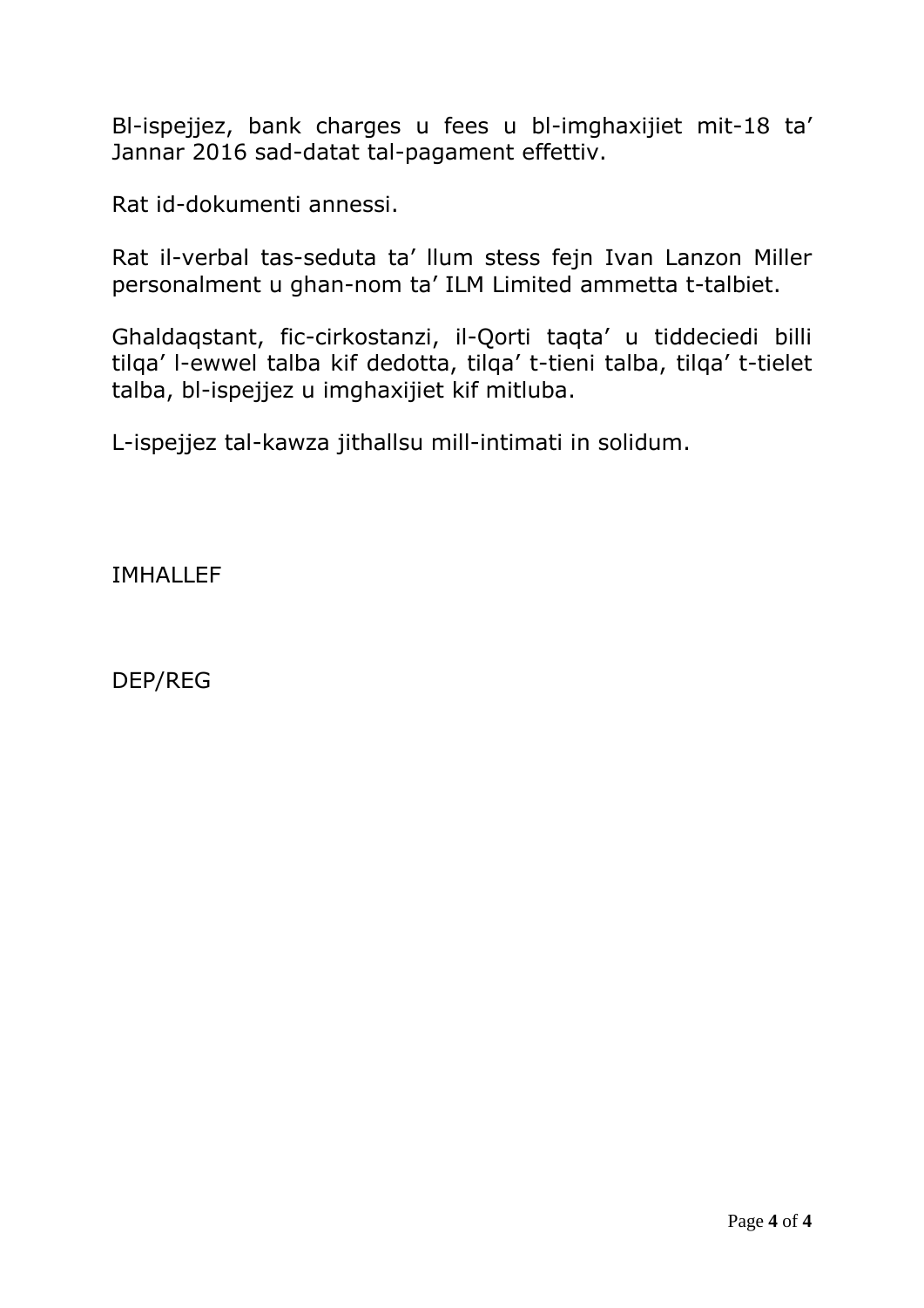Bl-ispejjez, bank charges u fees u bl-imghaxijiet mit-18 ta' Jannar 2016 sad-datat tal-pagament effettiv.

Rat id-dokumenti annessi.

Rat il-verbal tas-seduta ta' llum stess fejn Ivan Lanzon Miller personalment u ghan-nom ta' ILM Limited ammetta t-talbiet.

Ghaldaqstant, fic-cirkostanzi, il-Qorti taqta' u tiddeciedi billi tilqa' l-ewwel talba kif dedotta, tilqa' t-tieni talba, tilqa' t-tielet talba, bl-ispejjez u imghaxijiet kif mitluba.

L-ispejjez tal-kawza jithallsu mill-intimati in solidum.

IMHALLEF

DEP/REG